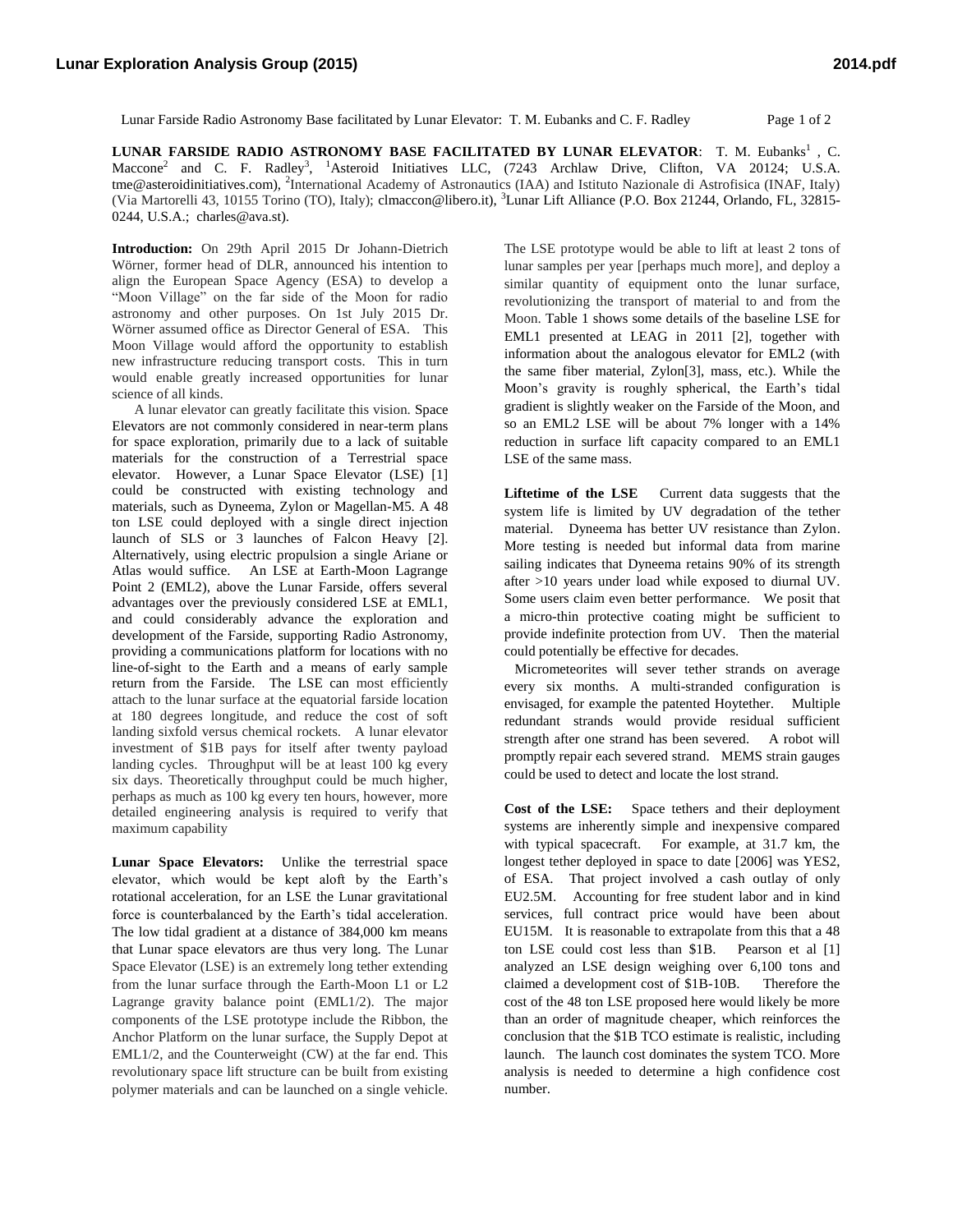**LUNAR FARSIDE RADIO ASTRONOMY BASE FACILITATED BY LUNAR ELEVATOR**: T. M. Eubanks[1], C. Maccone[2] and C. F. Radley[3], [1]Asteroid Initiatives LLC, (7243 Archlaw Drive, Clifton, VA 20124; U.S.A. tme@asteroidinitiatives.com), [2]International Academy of Astronautics (IAA) and Istituto Nazionale di Astrofisica (INAF, Italy) (Via Martorelli 43, 10155 Torino (TO), Italy); clmaccon@libero.it), [3]Lunar Lift Alliance (P.O. Box 21244, Orlando, FL, 32815-0244, U.S.A.; charles@ava.st).

**Introduction:** On 29th April 2015 Dr Johann-Dietrich Wörner, former head of DLR, announced his intention to align the European Space Agency (ESA) to develop a "Moon Village" on the far side of the Moon for radio astronomy and other purposes. On 1st July 2015 Dr. Wörner assumed office as Director General of ESA. This Moon Village would afford the opportunity to establish new infrastructure reducing transport costs. This in turn would enable greatly increased opportunities for lunar science of all kinds.

A lunar elevator can greatly facilitate this vision. Space Elevators are not commonly considered in near-term plans for space exploration, primarily due to a lack of suitable materials for the construction of a Terrestrial space elevator. However, a Lunar Space Elevator (LSE) [1] could be constructed with existing technology and materials, such as Dyneema, Zylon or Magellan-M5. A 48 ton LSE could deployed with a single direct injection launch of SLS or 3 launches of Falcon Heavy [2]. Alternatively, using electric propulsion a single Ariane or Atlas would suffice. An LSE at Earth-Moon Lagrange Point 2 (EML2), above the Lunar Farside, offers several advantages over the previously considered LSE at EML1, and could considerably advance the exploration and development of the Farside, supporting Radio Astronomy, providing a communications platform for locations with no line-of-sight to the Earth and a means of early sample return from the Farside. The LSE can most efficiently attach to the lunar surface at the equatorial farside location at 180 degrees longitude, and reduce the cost of soft landing sixfold versus chemical rockets. A lunar elevator investment of $1B pays for itself after twenty payload landing cycles. Throughput will be at least 100 kg every six days. Theoretically throughput could be much higher, perhaps as much as 100 kg every ten hours, however, more detailed engineering analysis is required to verify that maximum capability

**Lunar Space Elevators:** Unlike the terrestrial space elevator, which would be kept aloft by the Earth's rotational acceleration, for an LSE the Lunar gravitational force is counterbalanced by the Earth's tidal acceleration. The low tidal gradient at a distance of 384,000 km means that Lunar space elevators are thus very long. The Lunar Space Elevator (LSE) is an extremely long tether extending from the lunar surface through the Earth-Moon L1 or L2 Lagrange gravity balance point (EML1/2). The major components of the LSE prototype include the Ribbon, the Anchor Platform on the lunar surface, the Supply Depot at EML1/2, and the Counterweight (CW) at the far end. This revolutionary space lift structure can be built from existing polymer materials and can be launched on a single vehicle. The LSE prototype would be able to lift at least 2 tons of lunar samples per year [perhaps much more], and deploy a similar quantity of equipment onto the lunar surface, revolutionizing the transport of material to and from the Moon. Table 1 shows some details of the baseline LSE for EML1 presented at LEAG in 2011 [2], together with information about the analogous elevator for EML2 (with the same fiber material, Zylon[3], mass, etc.). While the Moon's gravity is roughly spherical, the Earth's tidal gradient is slightly weaker on the Farside of the Moon, and so an EML2 LSE will be about 7% longer with a 14% reduction in surface lift capacity compared to an EML1 LSE of the same mass.

**Liftetime of the LSE** Current data suggests that the system life is limited by UV degradation of the tether material. Dyneema has better UV resistance than Zylon. More testing is needed but informal data from marine sailing indicates that Dyneema retains 90% of its strength after >10 years under load while exposed to diurnal UV. Some users claim even better performance. We posit that a micro-thin protective coating might be sufficient to provide indefinite protection from UV. Then the material could potentially be effective for decades.

Micrometeorites will sever tether strands on average every six months. A multi-stranded configuration is envisaged, for example the patented Hoytether. Multiple redundant strands would provide residual sufficient strength after one strand has been severed. A robot will promptly repair each severed strand. MEMS strain gauges could be used to detect and locate the lost strand.

**Cost of the LSE:** Space tethers and their deployment systems are inherently simple and inexpensive compared with typical spacecraft. For example, at 31.7 km, the longest tether deployed in space to date [2006] was YES2, of ESA. That project involved a cash outlay of only EU2.5M. Accounting for free student labor and in kind services, full contract price would have been about EU15M. It is reasonable to extrapolate from this that a 48 ton LSE could cost less than $1B. Pearson et al [1] analyzed an LSE design weighing over 6,100 tons and claimed a development cost of $1B-10B. Therefore the cost of the 48 ton LSE proposed here would likely be more than an order of magnitude cheaper, which reinforces the conclusion that the $1B TCO estimate is realistic, including launch. The launch cost dominates the system TCO. More analysis is needed to determine a high confidence cost number.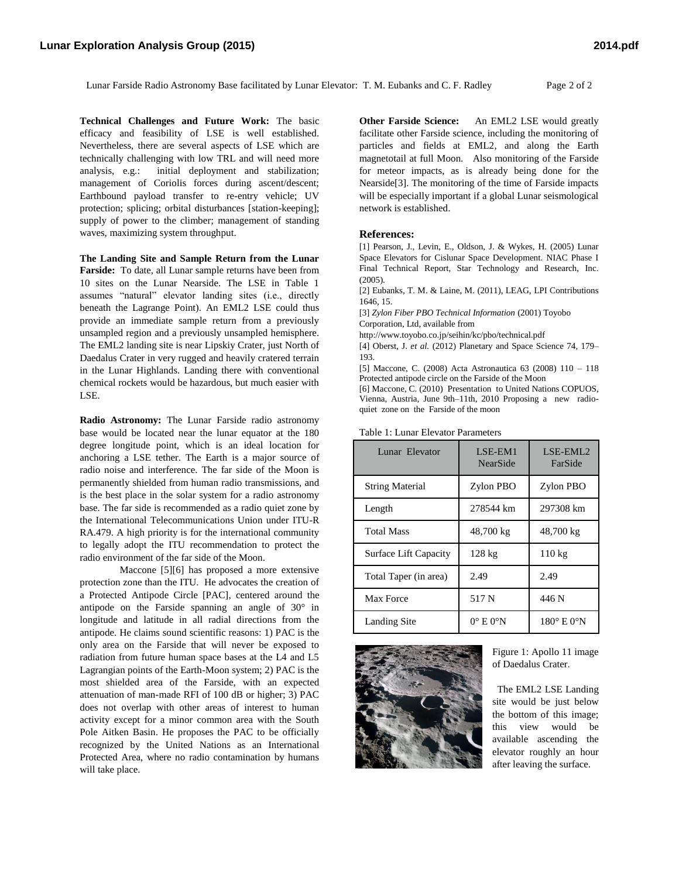**Technical Challenges and Future Work:** The basic efficacy and feasibility of LSE is well established. Nevertheless, there are several aspects of LSE which are technically challenging with low TRL and will need more analysis, e.g.: initial deployment and stabilization; management of Coriolis forces during ascent/descent; Earthbound payload transfer to re-entry vehicle; UV protection; splicing; orbital disturbances [station-keeping]; supply of power to the climber; management of standing waves, maximizing system throughput.

**The Landing Site and Sample Return from the Lunar Farside:** To date, all Lunar sample returns have been from 10 sites on the Lunar Nearside. The LSE in Table 1 assumes "natural" elevator landing sites (i.e., directly beneath the Lagrange Point). An EML2 LSE could thus provide an immediate sample return from a previously unsampled region and a previously unsampled hemisphere. The EML2 landing site is near Lipskiy Crater, just North of Daedalus Crater in very rugged and heavily cratered terrain in the Lunar Highlands. Landing there with conventional chemical rockets would be hazardous, but much easier with LSE.

**Radio Astronomy:** The Lunar Farside radio astronomy base would be located near the lunar equator at the 180 degree longitude point, which is an ideal location for anchoring a LSE tether. The Earth is a major source of radio noise and interference. The far side of the Moon is permanently shielded from human radio transmissions, and is the best place in the solar system for a radio astronomy base. The far side is recommended as a radio quiet zone by the International Telecommunications Union under ITU-R RA.479. A high priority is for the international community to legally adopt the ITU recommendation to protect the radio environment of the far side of the Moon.

Maccone [5][6] has proposed a more extensive protection zone than the ITU. He advocates the creation of a Protected Antipode Circle [PAC], centered around the antipode on the Farside spanning an angle of 30° in longitude and latitude in all radial directions from the antipode. He claims sound scientific reasons: 1) PAC is the only area on the Farside that will never be exposed to radiation from future human space bases at the L4 and L5 Lagrangian points of the Earth-Moon system; 2) PAC is the most shielded area of the Farside, with an expected attenuation of man-made RFI of 100 dB or higher; 3) PAC does not overlap with other areas of interest to human activity except for a minor common area with the South Pole Aitken Basin. He proposes the PAC to be officially recognized by the United Nations as an International Protected Area, where no radio contamination by humans will take place.

**Other Farside Science:** An EML2 LSE would greatly facilitate other Farside science, including the monitoring of particles and fields at EML2, and along the Earth magnetotail at full Moon. Also monitoring of the Farside for meteor impacts, as is already being done for the Nearside[3]. The monitoring of the time of Farside impacts will be especially important if a global Lunar seismological network is established.

## References:

[1] Pearson, J., Levin, E., Oldson, J. & Wykes, H. (2005) Lunar Space Elevators for Cislunar Space Development. NIAC Phase I Final Technical Report, Star Technology and Research, Inc. (2005).

[2] Eubanks, T. M. & Laine, M. (2011), LEAG, LPI Contributions 1646, 15.

[3] *Zylon Fiber PBO Technical Information* (2001) Toyobo Corporation, Ltd, available from http://www.toyobo.co.jp/seihin/kc/pbo/technical.pdf

[4] Oberst, J. *et al.* (2012) Planetary and Space Science 74, 179–193.

[5] Maccone, C. (2008) Acta Astronautica 63 (2008) 110 – 118 Protected antipode circle on the Farside of the Moon

[6] Maccone, C. (2010) Presentation to United Nations COPUOS, Vienna, Austria, June 9th–11th, 2010 Proposing a new radio-quiet zone on the Farside of the moon

Table 1: Lunar Elevator Parameters

| Lunar Elevator | LSE-EM1 NearSide | LSE-EML2 FarSide |
|---|---|---|
| String Material | Zylon PBO | Zylon PBO |
| Length | 278544 km | 297308 km |
| Total Mass | 48,700 kg | 48,700 kg |
| Surface Lift Capacity | 128 kg | 110 kg |
| Total Taper (in area) | 2.49 | 2.49 |
| Max Force | 517 N | 446 N |
| Landing Site | 0° E 0°N | 180° E 0°N |

Figure 1: Apollo 11 image of Daedalus Crater.

The EML2 LSE Landing site would be just below the bottom of this image; this view would be available ascending the elevator roughly an hour after leaving the surface.